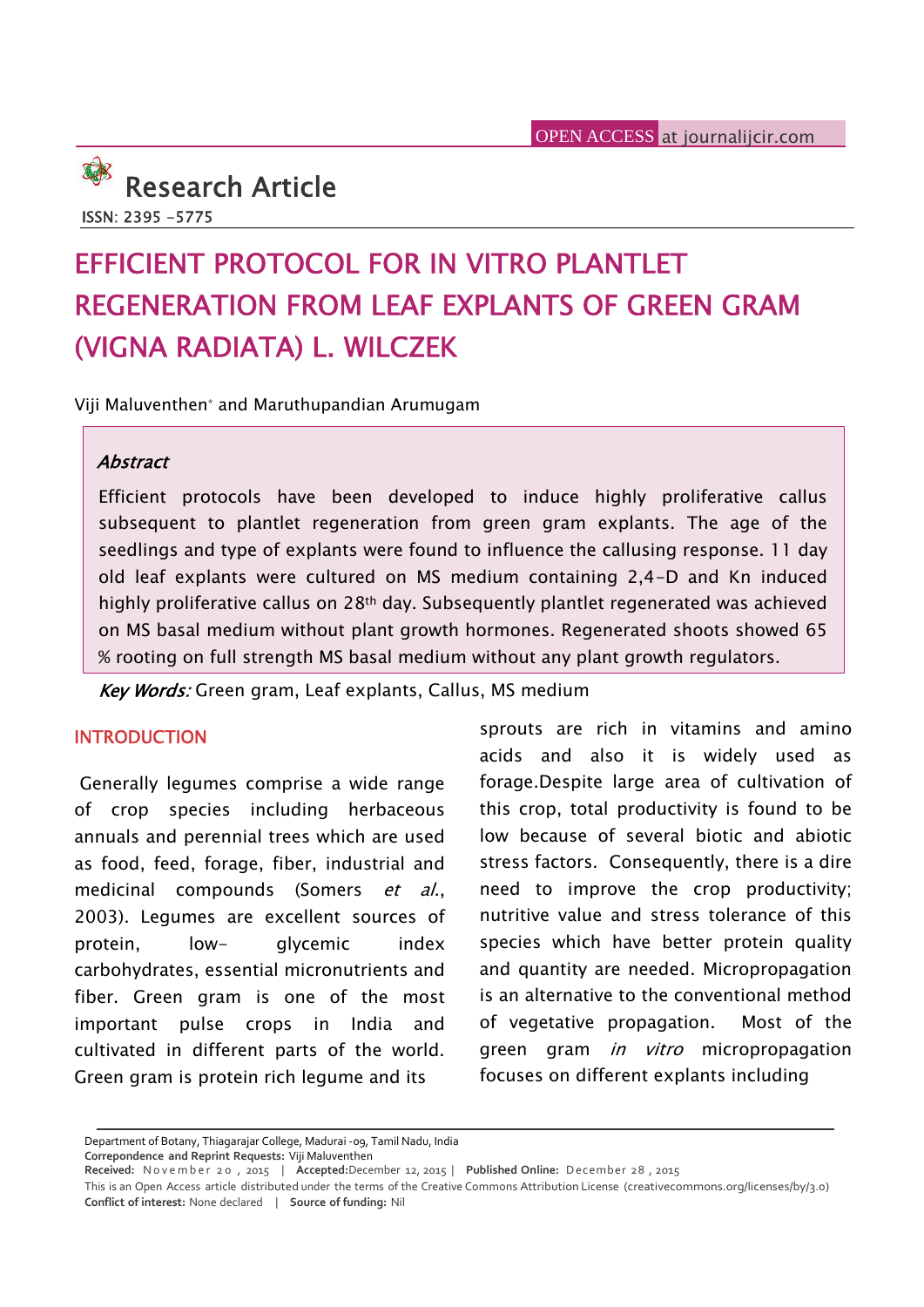Research Article

ISSN: 2395 -5775

# EFFICIENT PROTOCOL FOR IN VITRO PLANTLET REGENERATION FROM LEAF EXPLANTS OF GREEN GRAM (VIGNA RADIATA) L. WILCZEK

Viji Maluventhen* and Maruthupandian Arumugam

### Abstract

Efficient protocols have been developed to induce highly proliferative callus subsequent to plantlet regeneration from green gram explants. The age of the seedlings and type of explants were found to influence the callusing response. 11 day old leaf explants were cultured on MS medium containing 2,4-D and Kn induced highly proliferative callus on 28th day. Subsequently plantlet regenerated was achieved on MS basal medium without plant growth hormones. Regenerated shoots showed 65 % rooting on full strength MS basal medium without any plant growth regulators.

***Key Words:*** Green gram, Leaf explants, Callus, MS medium

## INTRODUCTION

Generally legumes comprise a wide range of crop species including herbaceous annuals and perennial trees which are used as food, feed, forage, fiber, industrial and medicinal compounds (Somers *et al*., 2003). Legumes are excellent sources of protein, low- glycemic index carbohydrates, essential micronutrients and fiber. Green gram is one of the most important pulse crops in India and cultivated in different parts of the world. Green gram is protein rich legume and its sprouts are rich in vitamins and amino acids and also it is widely used as forage.Despite large area of cultivation of this crop, total productivity is found to be low because of several biotic and abiotic stress factors. Consequently, there is a dire need to improve the crop productivity; nutritive value and stress tolerance of this species which have better protein quality and quantity are needed. Micropropagation is an alternative to the conventional method of vegetative propagation. Most of the green gram *in vitro* micropropagation focuses on different explants including

Department of Botany, Thiagarajar College, Madurai -09, Tamil Nadu, India

**Correpondence and Reprint Requests:** Viji Maluventhen

**Received:** November 20, 2015 | **Accepted:** December 12, 2015 | **Published Online:** December 28, 2015

This is an Open Access article distributed under the terms of the Creative Commons Attribution License (creativecommons.org/licenses/by/3.0)

**Conflict of interest:** None declared | **Source of funding:** Nil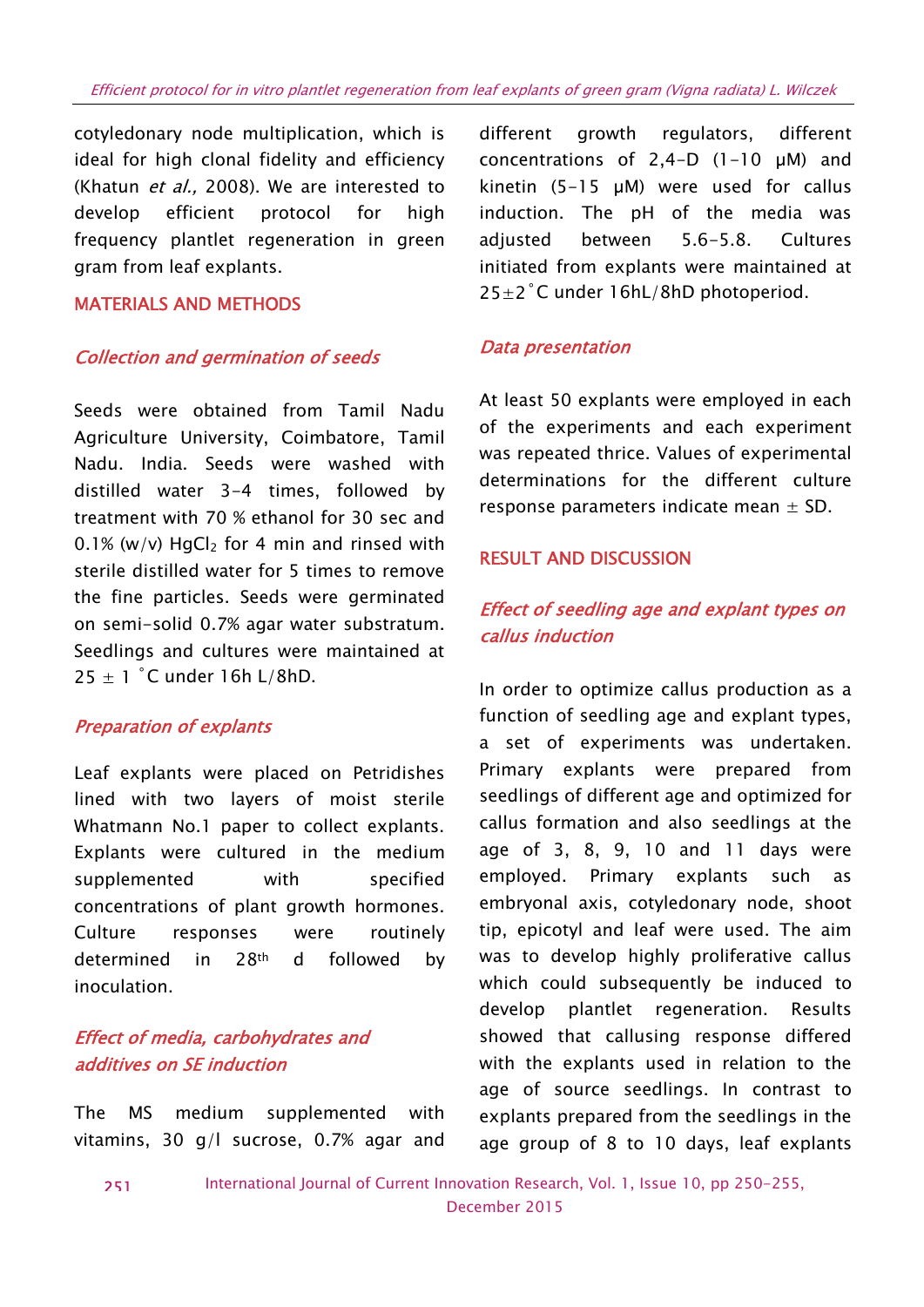cotyledonary node multiplication, which is ideal for high clonal fidelity and efficiency (Khatun *et al.,* 2008). We are interested to develop efficient protocol for high frequency plantlet regeneration in green gram from leaf explants.

## MATERIALS AND METHODS

### *Collection and germination of seeds*

Seeds were obtained from Tamil Nadu Agriculture University, Coimbatore, Tamil Nadu. India. Seeds were washed with distilled water 3-4 times, followed by treatment with 70 % ethanol for 30 sec and 0.1% (w/v) $HgCl_2$ for 4 min and rinsed with sterile distilled water for 5 times to remove the fine particles. Seeds were germinated on semi-solid 0.7% agar water substratum. Seedlings and cultures were maintained at 25 ± 1 ˚C under 16h L/8hD.

### *Preparation of explants*

Leaf explants were placed on Petridishes lined with two layers of moist sterile Whatmann No.1 paper to collect explants. Explants were cultured in the medium supplemented with specified concentrations of plant growth hormones. Culture responses were routinely determined in 28th d followed by inoculation.

### *Effect of media, carbohydrates and additives on SE induction*

The MS medium supplemented with vitamins, 30 g/l sucrose, 0.7% agar and different growth regulators, different concentrations of 2,4-D (1-10 µM) and kinetin (5-15 µM) were used for callus induction. The pH of the media was adjusted between 5.6-5.8. Cultures initiated from explants were maintained at 25±2˚C under 16hL/8hD photoperiod.

### *Data presentation*

At least 50 explants were employed in each of the experiments and each experiment was repeated thrice. Values of experimental determinations for the different culture response parameters indicate mean ± SD.

## RESULT AND DISCUSSION

### *Effect of seedling age and explant types on callus induction*

In order to optimize callus production as a function of seedling age and explant types, a set of experiments was undertaken. Primary explants were prepared from seedlings of different age and optimized for callus formation and also seedlings at the age of 3, 8, 9, 10 and 11 days were employed. Primary explants such as embryonal axis, cotyledonary node, shoot tip, epicotyl and leaf were used. The aim was to develop highly proliferative callus which could subsequently be induced to develop plantlet regeneration. Results showed that callusing response differed with the explants used in relation to the age of source seedlings. In contrast to explants prepared from the seedlings in the age group of 8 to 10 days, leaf explants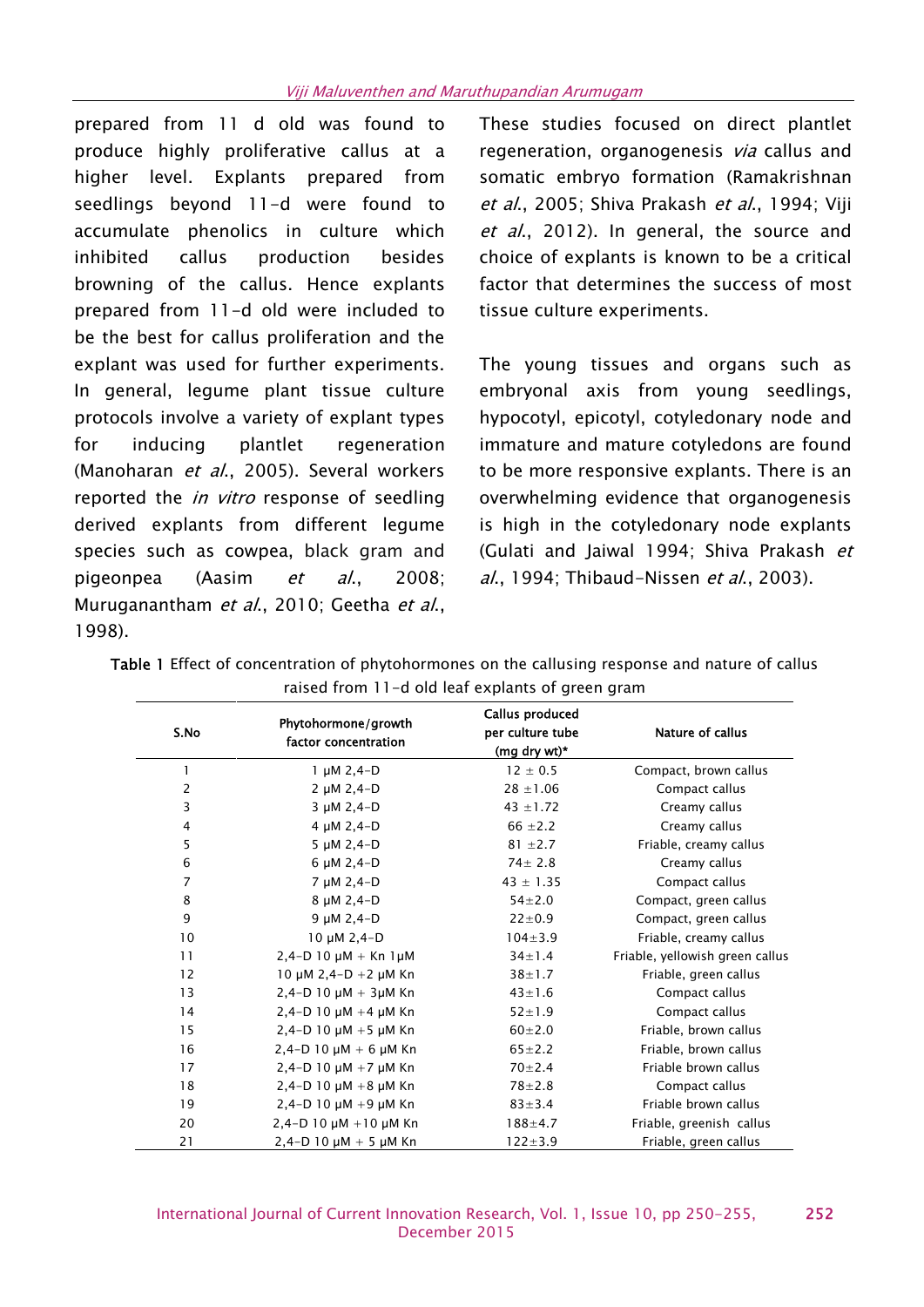prepared from 11 d old was found to produce highly proliferative callus at a higher level. Explants prepared from seedlings beyond 11-d were found to accumulate phenolics in culture which inhibited callus production besides browning of the callus. Hence explants prepared from 11-d old were included to be the best for callus proliferation and the explant was used for further experiments. In general, legume plant tissue culture protocols involve a variety of explant types for inducing plantlet regeneration (Manoharan *et al.*, 2005). Several workers reported the *in vitro* response of seedling derived explants from different legume species such as cowpea, black gram and pigeonpea (Aasim *et al.*, 2008; Muruganantham *et al.*, 2010; Geetha *et al.*, 1998).

These studies focused on direct plantlet regeneration, organogenesis *via* callus and somatic embryo formation (Ramakrishnan *et al.*, 2005; Shiva Prakash *et al.*, 1994; Viji *et al.*, 2012). In general, the source and choice of explants is known to be a critical factor that determines the success of most tissue culture experiments.

The young tissues and organs such as embryonal axis from young seedlings, hypocotyl, epicotyl, cotyledonary node and immature and mature cotyledons are found to be more responsive explants. There is an overwhelming evidence that organogenesis is high in the cotyledonary node explants (Gulati and Jaiwal 1994; Shiva Prakash *et al.*, 1994; Thibaud-Nissen *et al.*, 2003).

**Table 1** Effect of concentration of phytohormones on the callusing response and nature of callus raised from 11-d old leaf explants of green gram

| S.No | Phytohormone/growth factor concentration | Callus produced per culture tube (mg dry wt)* | Nature of callus |
|---|---|---|---|
| 1 | 1 µM 2,4-D | 12 ± 0.5 | Compact, brown callus |
| 2 | 2 µM 2,4-D | 28 ±1.06 | Compact callus |
| 3 | 3 µM 2,4-D | 43 ±1.72 | Creamy callus |
| 4 | 4 µM 2,4-D | 66 ±2.2 | Creamy callus |
| 5 | 5 µM 2,4-D | 81 ±2.7 | Friable, creamy callus |
| 6 | 6 µM 2,4-D | 74± 2.8 | Creamy callus |
| 7 | 7 µM 2,4-D | 43 ± 1.35 | Compact callus |
| 8 | 8 µM 2,4-D | 54±2.0 | Compact, green callus |
| 9 | 9 µM 2,4-D | 22±0.9 | Compact, green callus |
| 10 | 10 µM 2,4-D | 104±3.9 | Friable, creamy callus |
| 11 | 2,4-D 10 µM + Kn 1µM | 34±1.4 | Friable, yellowish green callus |
| 12 | 10 µM 2,4-D +2 µM Kn | 38±1.7 | Friable, green callus |
| 13 | 2,4-D 10 µM + 3µM Kn | 43±1.6 | Compact callus |
| 14 | 2,4-D 10 µM +4 µM Kn | 52±1.9 | Compact callus |
| 15 | 2,4-D 10 µM +5 µM Kn | 60±2.0 | Friable, brown callus |
| 16 | 2,4-D 10 µM + 6 µM Kn | 65±2.2 | Friable, brown callus |
| 17 | 2,4-D 10 µM +7 µM Kn | 70±2.4 | Friable brown callus |
| 18 | 2,4-D 10 µM +8 µM Kn | 78±2.8 | Compact callus |
| 19 | 2,4-D 10 µM +9 µM Kn | 83±3.4 | Friable brown callus |
| 20 | 2,4-D 10 µM +10 µM Kn | 188±4.7 | Friable, greenish callus |
| 21 | 2,4-D 10 µM + 5 µM Kn | 122±3.9 | Friable, green callus |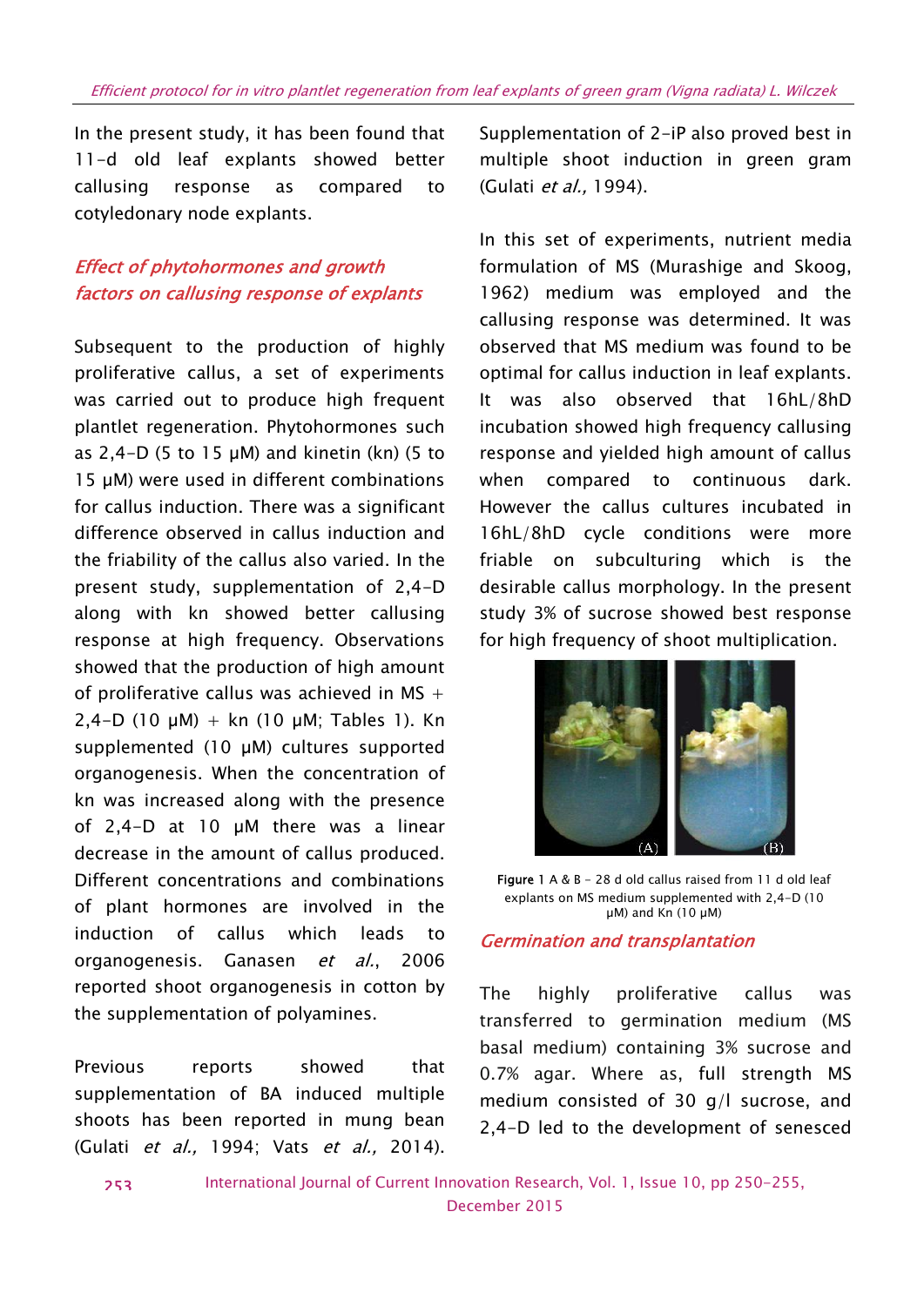In the present study, it has been found that 11-d old leaf explants showed better callusing response as compared to cotyledonary node explants.

### *Effect of phytohormones and growth factors on callusing response of explants*

Subsequent to the production of highly proliferative callus, a set of experiments was carried out to produce high frequent plantlet regeneration. Phytohormones such as 2,4-D (5 to 15 μM) and kinetin (kn) (5 to 15 μM) were used in different combinations for callus induction. There was a significant difference observed in callus induction and the friability of the callus also varied. In the present study, supplementation of 2,4-D along with kn showed better callusing response at high frequency. Observations showed that the production of high amount of proliferative callus was achieved in MS + 2,4-D (10 μM) + kn (10 μM; Tables 1). Kn supplemented (10 μM) cultures supported organogenesis. When the concentration of kn was increased along with the presence of 2,4-D at 10 μM there was a linear decrease in the amount of callus produced. Different concentrations and combinations of plant hormones are involved in the induction of callus which leads to organogenesis. Ganasen *et al.*, 2006 reported shoot organogenesis in cotton by the supplementation of polyamines.

Previous reports showed that supplementation of BA induced multiple shoots has been reported in mung bean (Gulati *et al.,* 1994; Vats *et al.,* 2014). Supplementation of 2-iP also proved best in multiple shoot induction in green gram (Gulati *et al.,* 1994).

In this set of experiments, nutrient media formulation of MS (Murashige and Skoog, 1962) medium was employed and the callusing response was determined. It was observed that MS medium was found to be optimal for callus induction in leaf explants. It was also observed that 16hL/8hD incubation showed high frequency callusing response and yielded high amount of callus when compared to continuous dark. However the callus cultures incubated in 16hL/8hD cycle conditions were more friable on subculturing which is the desirable callus morphology. In the present study 3% of sucrose showed best response for high frequency of shoot multiplication.

**Figure 1** A & B - 28 d old callus raised from 11 d old leaf explants on MS medium supplemented with 2,4-D (10 μM) and Kn (10 μM)

### *Germination and transplantation*

The highly proliferative callus was transferred to germination medium (MS basal medium) containing 3% sucrose and 0.7% agar. Where as, full strength MS medium consisted of 30 g/l sucrose, and 2,4-D led to the development of senesced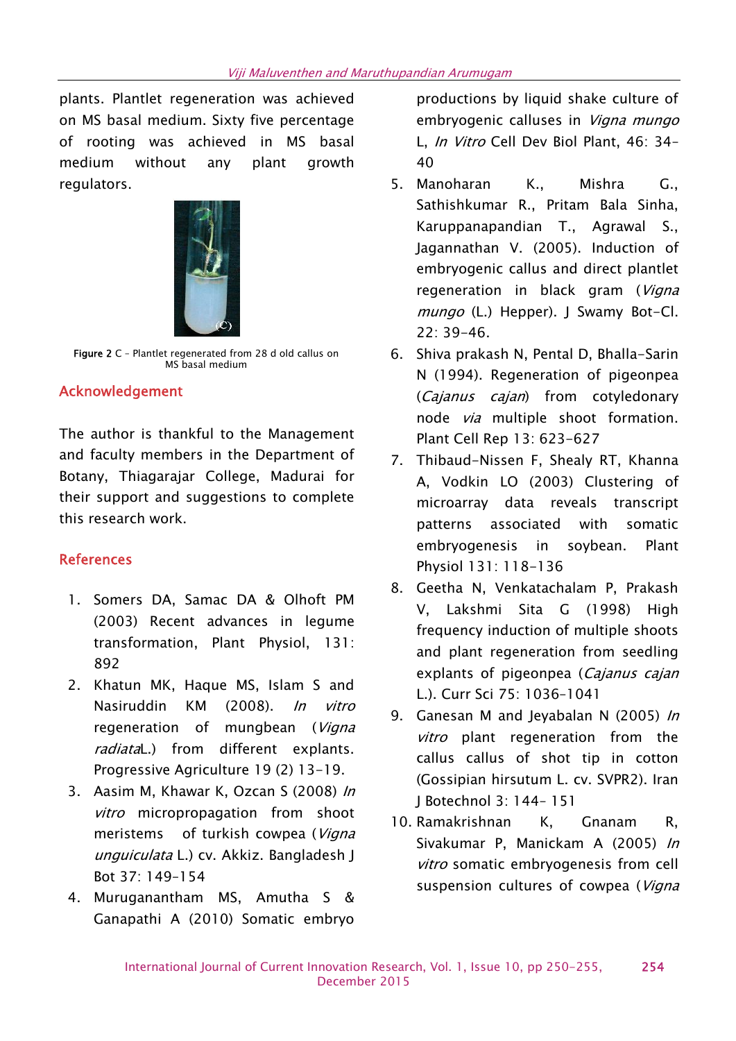plants. Plantlet regeneration was achieved on MS basal medium. Sixty five percentage of rooting was achieved in MS basal medium without any plant growth regulators.

**Figure 2** C – Plantlet regenerated from 28 d old callus on MS basal medium

## Acknowledgement

The author is thankful to the Management and faculty members in the Department of Botany, Thiagarajar College, Madurai for their support and suggestions to complete this research work.

## References

1. Somers DA, Samac DA & Olhoft PM (2003) Recent advances in legume transformation, Plant Physiol, 131: 892
2. Khatun MK, Haque MS, Islam S and Nasiruddin KM (2008). *In vitro* regeneration of mungbean (*Vigna radiata*L.) from different explants. Progressive Agriculture 19 (2) 13-19.
3. Aasim M, Khawar K, Ozcan S (2008) *In vitro* micropropagation from shoot meristems of turkish cowpea (*Vigna unguiculata* L.) cv. Akkiz. Bangladesh J Bot 37: 149-154
4. Muruganantham MS, Amutha S & Ganapathi A (2010) Somatic embryo productions by liquid shake culture of embryogenic calluses in *Vigna mungo* L, *In Vitro* Cell Dev Biol Plant, 46: 34-40
5. Manoharan K., Mishra G., Sathishkumar R., Pritam Bala Sinha, Karuppanapandian T., Agrawal S., Jagannathan V. (2005). Induction of embryogenic callus and direct plantlet regeneration in black gram (*Vigna mungo* (L.) Hepper). J Swamy Bot-Cl. 22: 39-46.
6. Shiva prakash N, Pental D, Bhalla-Sarin N (1994). Regeneration of pigeonpea (*Cajanus cajan*) from cotyledonary node *via* multiple shoot formation. Plant Cell Rep 13: 623-627
7. Thibaud-Nissen F, Shealy RT, Khanna A, Vodkin LO (2003) Clustering of microarray data reveals transcript patterns associated with somatic embryogenesis in soybean. Plant Physiol 131: 118-136
8. Geetha N, Venkatachalam P, Prakash V, Lakshmi Sita G (1998) High frequency induction of multiple shoots and plant regeneration from seedling explants of pigeonpea (*Cajanus cajan* L.). Curr Sci 75: 1036-1041
9. Ganesan M and Jeyabalan N (2005) *In vitro* plant regeneration from the callus callus of shot tip in cotton (Gossipian hirsutum L. cv. SVPR2). Iran J Botechnol 3: 144- 151
10. Ramakrishnan K, Gnanam R, Sivakumar P, Manickam A (2005) *In vitro* somatic embryogenesis from cell suspension cultures of cowpea (*Vigna*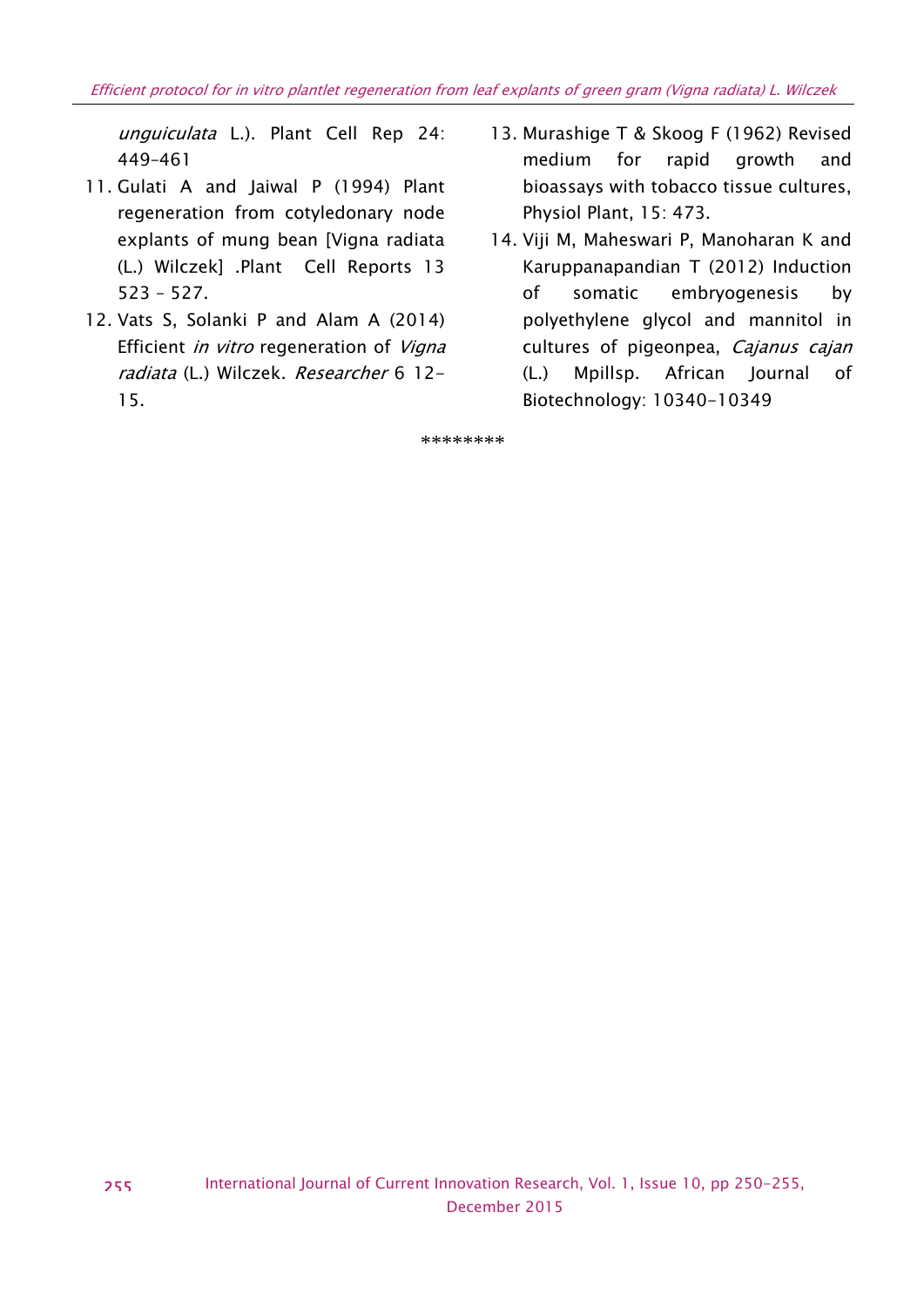*unguiculata* L.). Plant Cell Rep 24: 449-461

11. Gulati A and Jaiwal P (1994) Plant regeneration from cotyledonary node explants of mung bean [Vigna radiata (L.) Wilczek] .Plant Cell Reports 13 523 – 527.
12. Vats S, Solanki P and Alam A (2014) Efficient *in vitro* regeneration of *Vigna radiata* (L.) Wilczek. *Researcher* 6 12-15.
13. Murashige T & Skoog F (1962) Revised medium for rapid growth and bioassays with tobacco tissue cultures, Physiol Plant, 15: 473.
14. Viji M, Maheswari P, Manoharan K and Karuppanapandian T (2012) Induction of somatic embryogenesis by polyethylene glycol and mannitol in cultures of pigeonpea, *Cajanus cajan* (L.) Mpillsp. African Journal of Biotechnology: 10340-10349

********